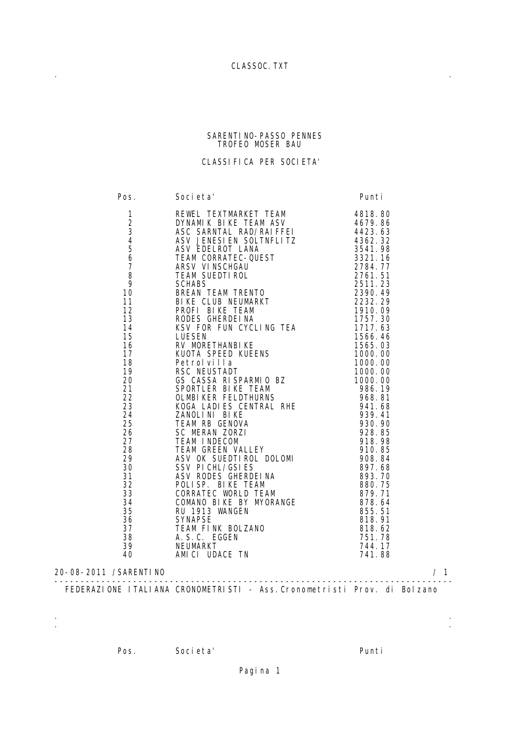# SARENTINO-PASSO PENNES
## TROFEO MOSER BAU

### CLASSIFICA PER SOCIETA'

| Pos. | Societa' | Punti |
|---|---|---|
| 1 | REWEL TEXTMARKET TEAM | 4818.80 |
| 2 | DYNAMIK BIKE TEAM ASV | 4679.86 |
| 3 | ASC SARNTAL RAD/RAIFFEI | 4423.63 |
| 4 | ASV JENESIEN SOLTNFLITZ | 4362.32 |
| 5 | ASV EDELROT LANA | 3541.98 |
| 6 | TEAM CORRATEC-QUEST | 3321.16 |
| 7 | ARSV VINSCHGAU | 2784.77 |
| 8 | TEAM SUEDTIROL | 2761.51 |
| 9 | SCHABS | 2511.23 |
| 10 | BREAN TEAM TRENTO | 2390.49 |
| 11 | BIKE CLUB NEUMARKT | 2232.29 |
| 12 | PROFI BIKE TEAM | 1910.09 |
| 13 | RODES GHERDEINA | 1757.30 |
| 14 | KSV FOR FUN CYCLING TEA | 1717.63 |
| 15 | LUESEN | 1566.46 |
| 16 | RV MORETHANBIKE | 1565.03 |
| 17 | KUOTA SPEED KUEENS | 1000.00 |
| 18 | Petrolvilla | 1000.00 |
| 19 | RSC NEUSTADT | 1000.00 |
| 20 | GS CASSA RISPARMIO BZ | 1000.00 |
| 21 | SPORTLER BIKE TEAM | 986.19 |
| 22 | OLMBIKER FELDTHURNS | 968.81 |
| 23 | KOGA LADIES CENTRAL RHE | 941.68 |
| 24 | ZANOLINI BIKE | 939.41 |
| 25 | TEAM RB GENOVA | 930.90 |
| 26 | SC MERAN ZORZI | 928.85 |
| 27 | TEAM INDECOM | 918.98 |
| 28 | TEAM GREEN VALLEY | 910.85 |
| 29 | ASV OK SUEDTIROL DOLOMI | 908.84 |
| 30 | SSV PICHL/GSIES | 897.68 |
| 31 | ASV RODES GHERDEINA | 893.70 |
| 32 | POLISP. BIKE TEAM | 880.75 |
| 33 | CORRATEC WORLD TEAM | 879.71 |
| 34 | COMANO BIKE BY MYORANGE | 878.64 |
| 35 | RU 1913 WANGEN | 855.51 |
| 36 | SYNAPSE | 818.91 |
| 37 | TEAM FINK BOLZANO | 818.62 |
| 38 | A.S.C. EGGEN | 751.78 |
| 39 | NEUMARKT | 744.17 |
| 40 | AMICI UDACE TN | 741.88 |

20-08-2011 /SARENTINO

FEDERAZIONE ITALIANA CRONOMETRISTI - Ass.Cronometristi Prov. di Bolzano

| Pos. | Societa' | Punti |
|---|---|---|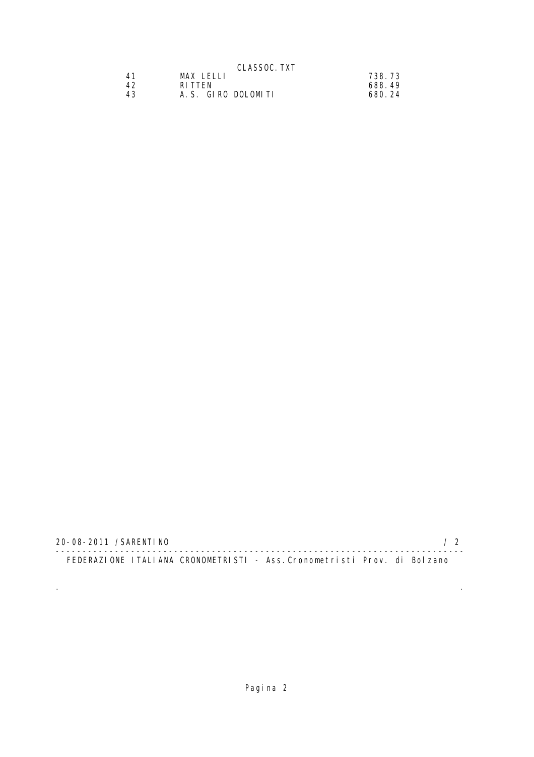| | | |
|---|---|---|
| 41 | MAX LELLI | 738.73 |
| 42 | RITTEN | 688.49 |
| 43 | A.S. GIRO DOLOMITI | 680.24 |

20-08-2011 /SARENTINO / 2

FEDERAZIONE ITALIANA CRONOMETRISTI - Ass.Cronometristi Prov. di Bolzano